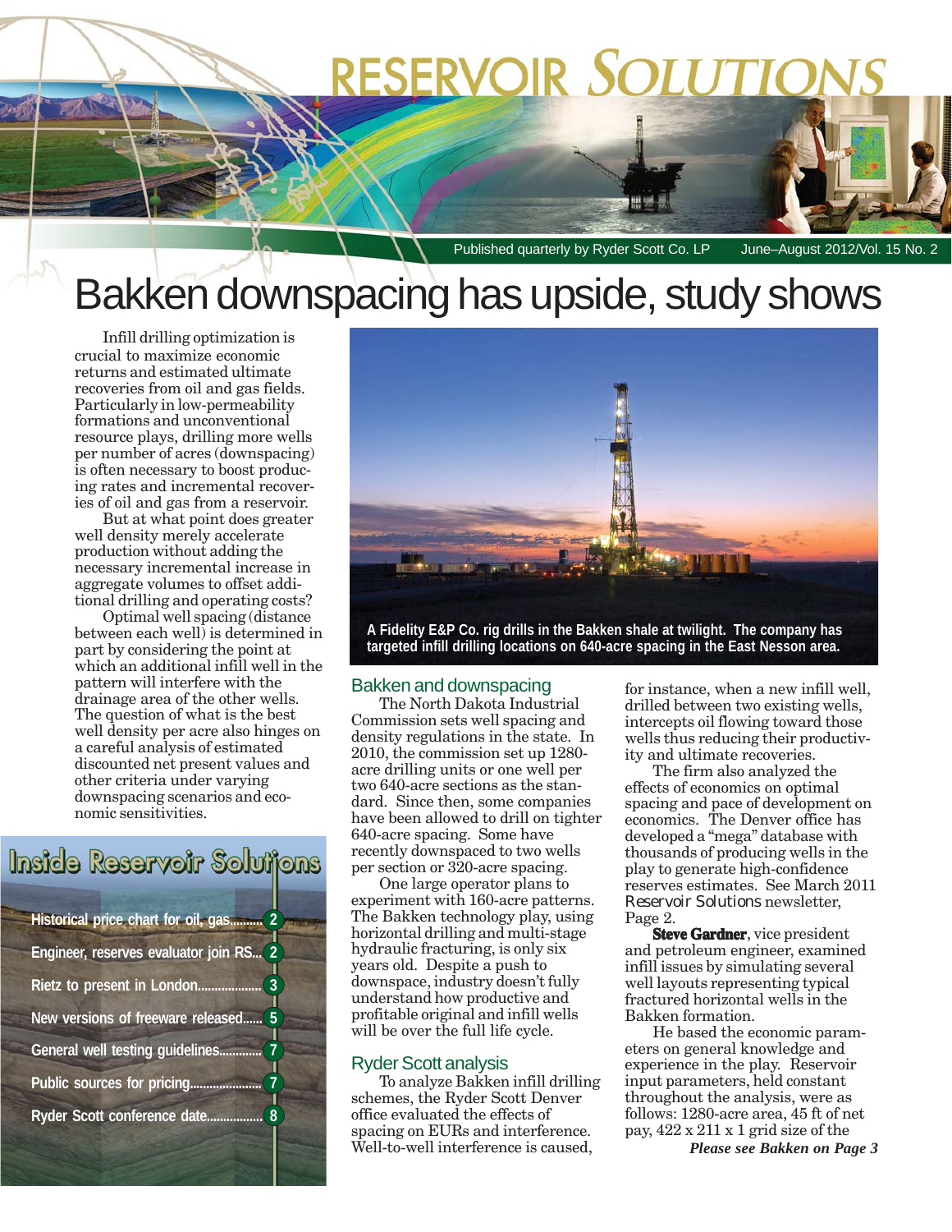# RESERVOIR SOLUTIONS

Published quarterly by Ryder Scott Co. LP June–August 2012/Vol. 15 No. 2

# Bakken downspacing has upside, study shows

Infill drilling optimization is crucial to maximize economic returns and estimated ultimate recoveries from oil and gas fields. Particularly in low-permeability formations and unconventional resource plays, drilling more wells per number of acres (downspacing) is often necessary to boost producing rates and incremental recoveries of oil and gas from a reservoir.

But at what point does greater well density merely accelerate production without adding the necessary incremental increase in aggregate volumes to offset additional drilling and operating costs?

Optimal well spacing (distance between each well) is determined in part by considering the point at which an additional infill well in the pattern will interfere with the drainage area of the other wells. The question of what is the best well density per acre also hinges on a careful analysis of estimated discounted net present values and other criteria under varying downspacing scenarios and economic sensitivities.

## Inside Reservoir Solutions

- Historical price chart for oil, gas.......... 2
- Engineer, reserves evaluator join RS... 2
- Rietz to present in London.................. 3
- New versions of freeware released...... 5
- General well testing guidelines............ 7
- Public sources for pricing...................... 7
- Ryder Scott conference date................ 8

**A Fidelity E&P Co. rig drills in the Bakken shale at twilight. The company has targeted infill drilling locations on 640-acre spacing in the East Nesson area.**

### Bakken and downspacing

The North Dakota Industrial Commission sets well spacing and density regulations in the state. In 2010, the commission set up 1280-acre drilling units or one well per two 640-acre sections as the standard. Since then, some companies have been allowed to drill on tighter 640-acre spacing. Some have recently downspaced to two wells per section or 320-acre spacing.

One large operator plans to experiment with 160-acre patterns. The Bakken technology play, using horizontal drilling and multi-stage hydraulic fracturing, is only six years old. Despite a push to downspace, industry doesn't fully understand how productive and profitable original and infill wells will be over the full life cycle.

### Ryder Scott analysis

To analyze Bakken infill drilling schemes, the Ryder Scott Denver office evaluated the effects of spacing on EURs and interference. Well-to-well interference is caused, for instance, when a new infill well, drilled between two existing wells, intercepts oil flowing toward those wells thus reducing their productivity and ultimate recoveries.

The firm also analyzed the effects of economics on optimal spacing and pace of development on economics. The Denver office has developed a "mega" database with thousands of producing wells in the play to generate high-confidence reserves estimates. See March 2011 *Reservoir Solutions* newsletter, Page 2.

**Steve Gardner**, vice president and petroleum engineer, examined infill issues by simulating several well layouts representing typical fractured horizontal wells in the Bakken formation.

He based the economic parameters on general knowledge and experience in the play. Reservoir input parameters, held constant throughout the analysis, were as follows: 1280-acre area, 45 ft of net pay, 422 x 211 x 1 grid size of the

***Please see Bakken on Page 3***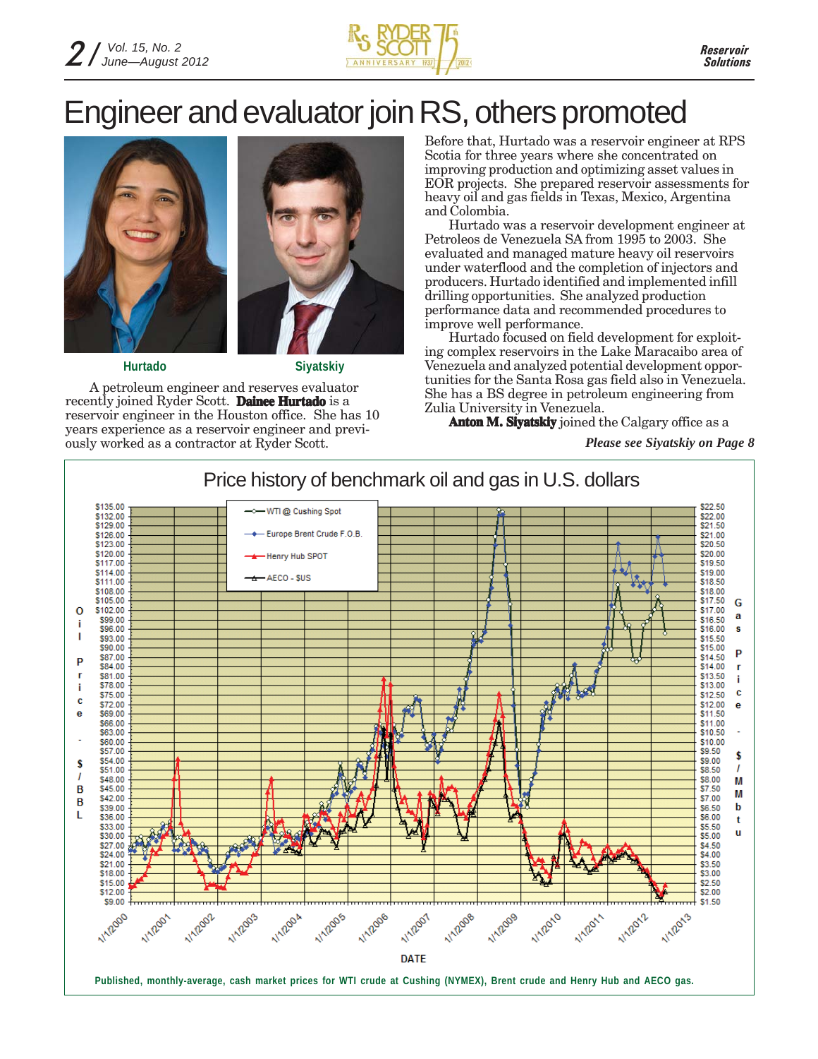# Engineer and evaluator join RS, others promoted

Hurtado

Siyatskiy

A petroleum engineer and reserves evaluator recently joined Ryder Scott. **Dainee Hurtado** is a reservoir engineer in the Houston office. She has 10 years experience as a reservoir engineer and previously worked as a contractor at Ryder Scott.

Before that, Hurtado was a reservoir engineer at RPS Scotia for three years where she concentrated on improving production and optimizing asset values in EOR projects. She prepared reservoir assessments for heavy oil and gas fields in Texas, Mexico, Argentina and Colombia.

Hurtado was a reservoir development engineer at Petroleos de Venezuela SA from 1995 to 2003. She evaluated and managed mature heavy oil reservoirs under waterflood and the completion of injectors and producers. Hurtado identified and implemented infill drilling opportunities. She analyzed production performance data and recommended procedures to improve well performance.

Hurtado focused on field development for exploiting complex reservoirs in the Lake Maracaibo area of Venezuela and analyzed potential development opportunities for the Santa Rosa gas field also in Venezuela. She has a BS degree in petroleum engineering from Zulia University in Venezuela.

**Anton M. Siyatskiy** joined the Calgary office as a

*Please see Siyatskiy on Page 8*

## Price history of benchmark oil and gas in U.S. dollars

Published, monthly-average, cash market prices for WTI crude at Cushing (NYMEX), Brent crude and Henry Hub and AECO gas.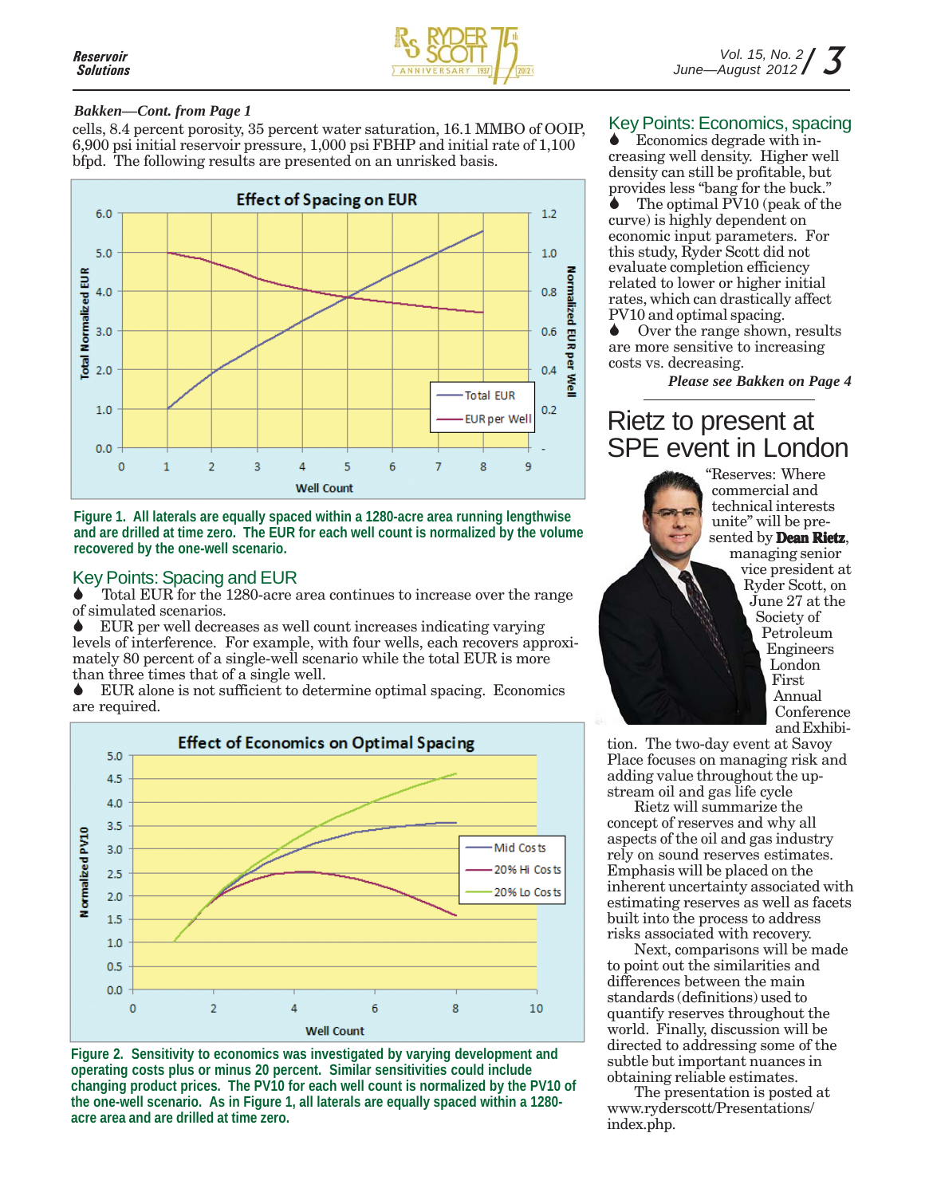*Bakken—Cont. from Page 1*

cells, 8.4 percent porosity, 35 percent water saturation, 16.1 MMBO of OOIP, 6,900 psi initial reservoir pressure, 1,000 psi FBHP and initial rate of 1,100 bfpd. The following results are presented on an unrisked basis.

**Figure 1. All laterals are equally spaced within a 1280-acre area running lengthwise and are drilled at time zero. The EUR for each well count is normalized by the volume recovered by the one-well scenario.**

## Key Points: Spacing and EUR

- Total EUR for the 1280-acre area continues to increase over the range of simulated scenarios.
- EUR per well decreases as well count increases indicating varying levels of interference. For example, with four wells, each recovers approximately 80 percent of a single-well scenario while the total EUR is more than three times that of a single well.
- EUR alone is not sufficient to determine optimal spacing. Economics are required.

**Figure 2. Sensitivity to economics was investigated by varying development and operating costs plus or minus 20 percent. Similar sensitivities could include changing product prices. The PV10 for each well count is normalized by the PV10 of the one-well scenario. As in Figure 1, all laterals are equally spaced within a 1280-acre area and are drilled at time zero.**

## Key Points: Economics, spacing

- Economics degrade with increasing well density. Higher well density can still be profitable, but provides less "bang for the buck."
- The optimal PV10 (peak of the curve) is highly dependent on economic input parameters. For this study, Ryder Scott did not evaluate completion efficiency related to lower or higher initial rates, which can drastically affect PV10 and optimal spacing.
- Over the range shown, results are more sensitive to increasing costs vs. decreasing.

***Please see Bakken on Page 4***

# Rietz to present at SPE event in London

"Reserves: Where commercial and technical interests unite" will be presented by **Dean Rietz**, managing senior vice president at Ryder Scott, on June 27 at the Society of Petroleum Engineers London First Annual Conference and Exhibition. The two-day event at Savoy Place focuses on managing risk and adding value throughout the upstream oil and gas life cycle

Rietz will summarize the concept of reserves and why all aspects of the oil and gas industry rely on sound reserves estimates. Emphasis will be placed on the inherent uncertainty associated with estimating reserves as well as facets built into the process to address risks associated with recovery.

Next, comparisons will be made to point out the similarities and differences between the main standards (definitions) used to quantify reserves throughout the world. Finally, discussion will be directed to addressing some of the subtle but important nuances in obtaining reliable estimates.

The presentation is posted at www.ryderscott/Presentations/index.php.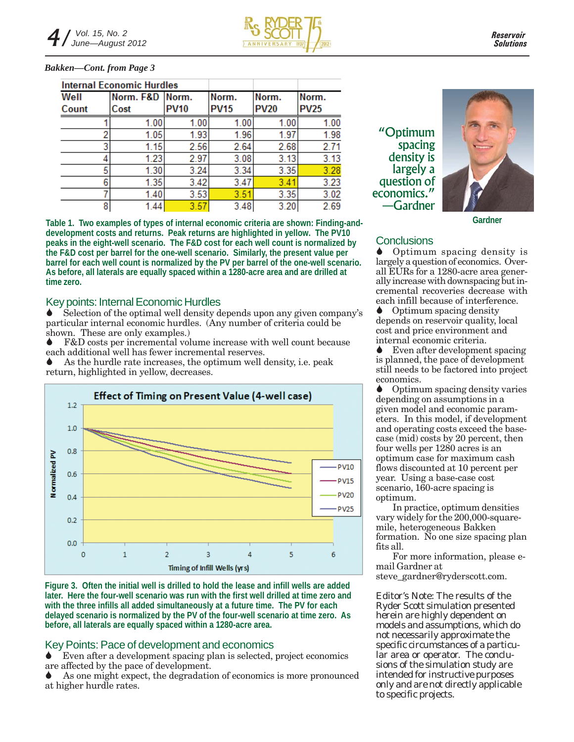*Bakken—Cont. from Page 3*

| Internal Economic Hurdles | | | | | |
|---|---|---|---|---|---|
| Well Count | Norm. F&D Cost | Norm. PV10 | Norm. PV15 | Norm. PV20 | Norm. PV25 |
| 1 | 1.00 | 1.00 | 1.00 | 1.00 | 1.00 |
| 2 | 1.05 | 1.93 | 1.96 | 1.97 | 1.98 |
| 3 | 1.15 | 2.56 | 2.64 | 2.68 | 2.71 |
| 4 | 1.23 | 2.97 | 3.08 | 3.13 | 3.13 |
| 5 | 1.30 | 3.24 | 3.34 | 3.35 | 3.28 |
| 6 | 1.35 | 3.42 | 3.47 | 3.41 | 3.23 |
| 7 | 1.40 | 3.53 | 3.51 | 3.35 | 3.02 |
| 8 | 1.44 | 3.57 | 3.48 | 3.20 | 2.69 |

**Table 1. Two examples of types of internal economic criteria are shown: Finding-and-development costs and returns. Peak returns are highlighted in yellow. The PV10 peaks in the eight-well scenario. The F&D cost for each well count is normalized by the F&D cost per barrel for the one-well scenario. Similarly, the present value per barrel for each well count is normalized by the PV per barrel of the one-well scenario. As before, all laterals are equally spaced within a 1280-acre area and are drilled at time zero.**

## Key points: Internal Economic Hurdles

- Selection of the optimal well density depends upon any given company's particular internal economic hurdles. (Any number of criteria could be shown. These are only examples.)
- F&D costs per incremental volume increase with well count because each additional well has fewer incremental reserves.
- As the hurdle rate increases, the optimum well density, i.e. peak return, highlighted in yellow, decreases.

**Figure 3. Often the initial well is drilled to hold the lease and infill wells are added later. Here the four-well scenario was run with the first well drilled at time zero and with the three infills all added simultaneously at a future time. The PV for each delayed scenario is normalized by the PV of the four-well scenario at time zero. As before, all laterals are equally spaced within a 1280-acre area.**

## Key Points: Pace of development and economics

- Even after a development spacing plan is selected, project economics are affected by the pace of development.
- As one might expect, the degradation of economics is more pronounced at higher hurdle rates.

> "Optimum spacing density is largely a question of economics." —Gardner

Gardner

## Conclusions

- Optimum spacing density is largely a question of economics. Overall EURs for a 1280-acre area generally increase with downspacing but incremental recoveries decrease with each infill because of interference.
- Optimum spacing density depends on reservoir quality, local cost and price environment and internal economic criteria.
- Even after development spacing is planned, the pace of development still needs to be factored into project economics.
- Optimum spacing density varies depending on assumptions in a given model and economic parameters. In this model, if development and operating costs exceed the base-case (mid) costs by 20 percent, then four wells per 1280 acres is an optimum case for maximum cash flows discounted at 10 percent per year. Using a base-case cost scenario, 160-acre spacing is optimum.

In practice, optimum densities vary widely for the 200,000-square-mile, heterogeneous Bakken formation. No one size spacing plan fits all.

For more information, please e-mail Gardner at steve_gardner@ryderscott.com.

Editor's Note: The results of the Ryder Scott simulation presented herein are highly dependent on models and assumptions, which do not necessarily approximate the specific circumstances of a particular area or operator. The conclusions of the simulation study are intended for instructive purposes only and are not directly applicable to specific projects.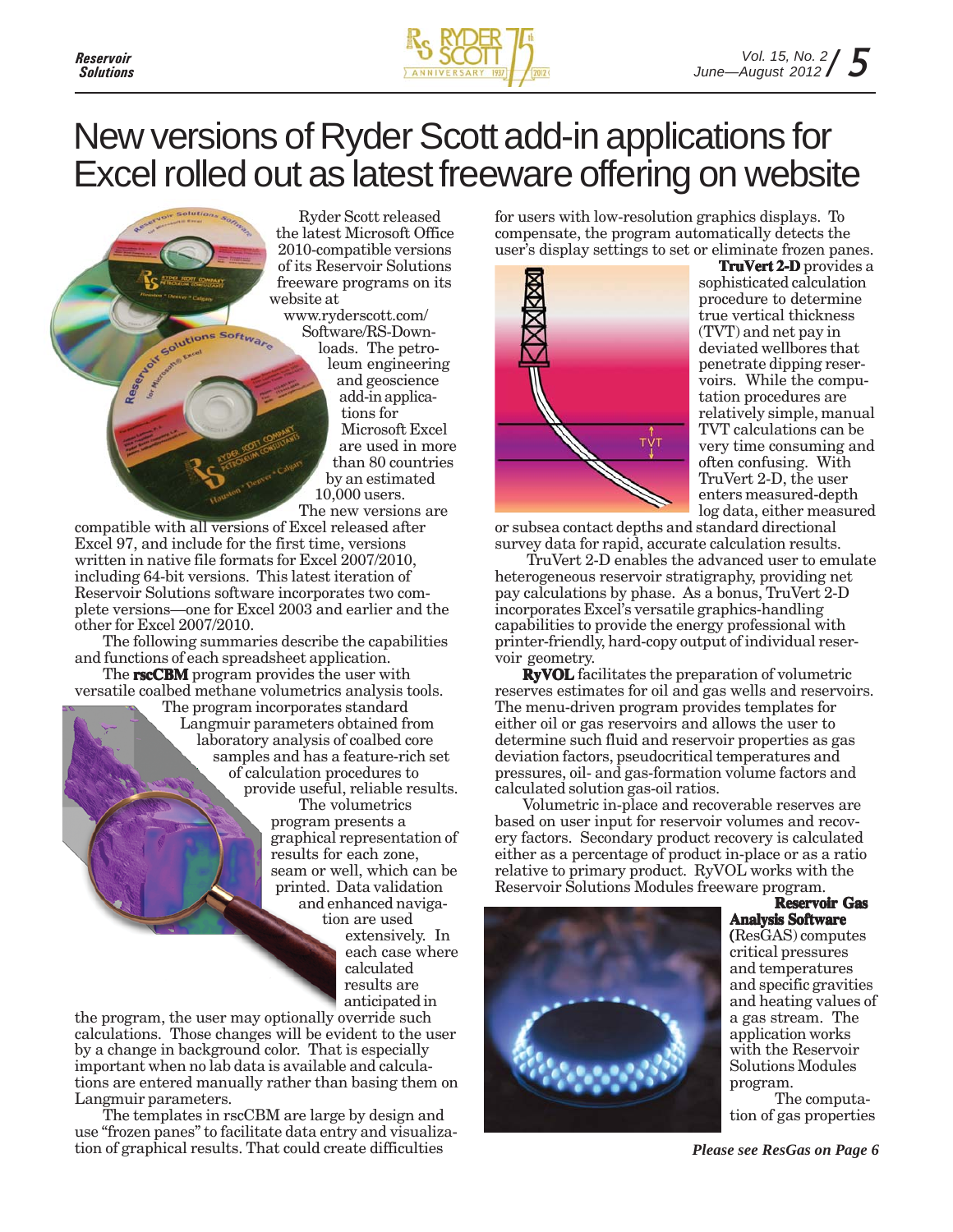# New versions of Ryder Scott add-in applications for Excel rolled out as latest freeware offering on website

Ryder Scott released the latest Microsoft Office 2010-compatible versions of its Reservoir Solutions freeware programs on its website at www.ryderscott.com/Software/RS-Downloads. The petroleum engineering and geoscience add-in applications for Microsoft Excel are used in more than 80 countries by an estimated 10,000 users.

The new versions are compatible with all versions of Excel released after Excel 97, and include for the first time, versions written in native file formats for Excel 2007/2010, including 64-bit versions. This latest iteration of Reservoir Solutions software incorporates two complete versions—one for Excel 2003 and earlier and the other for Excel 2007/2010.

The following summaries describe the capabilities and functions of each spreadsheet application.

The **rscCBM** program provides the user with versatile coalbed methane volumetrics analysis tools. The program incorporates standard Langmuir parameters obtained from laboratory analysis of coalbed core samples and has a feature-rich set of calculation procedures to provide useful, reliable results.

The volumetrics program presents a graphical representation of results for each zone, seam or well, which can be printed. Data validation and enhanced navigation are used extensively. In each case where calculated results are anticipated in the program, the user may optionally override such calculations. Those changes will be evident to the user by a change in background color. That is especially important when no lab data is available and calculations are entered manually rather than basing them on Langmuir parameters.

The templates in rscCBM are large by design and use "frozen panes" to facilitate data entry and visualization of graphical results. That could create difficulties for users with low-resolution graphics displays. To compensate, the program automatically detects the user's display settings to set or eliminate frozen panes.

**TruVert 2-D** provides a sophisticated calculation procedure to determine true vertical thickness (TVT) and net pay in deviated wellbores that penetrate dipping reservoirs. While the computation procedures are relatively simple, manual TVT calculations can be very time consuming and often confusing. With TruVert 2-D, the user enters measured-depth log data, either measured or subsea contact depths and standard directional survey data for rapid, accurate calculation results.

TruVert 2-D enables the advanced user to emulate heterogeneous reservoir stratigraphy, providing net pay calculations by phase. As a bonus, TruVert 2-D incorporates Excel's versatile graphics-handling capabilities to provide the energy professional with printer-friendly, hard-copy output of individual reservoir geometry.

**RyVOL** facilitates the preparation of volumetric reserves estimates for oil and gas wells and reservoirs. The menu-driven program provides templates for either oil or gas reservoirs and allows the user to determine such fluid and reservoir properties as gas deviation factors, pseudocritical temperatures and pressures, oil- and gas-formation volume factors and calculated solution gas-oil ratios.

Volumetric in-place and recoverable reserves are based on user input for reservoir volumes and recovery factors. Secondary product recovery is calculated either as a percentage of product in-place or as a ratio relative to primary product. RyVOL works with the Reservoir Solutions Modules freeware program.

**Reservoir Gas Analysis Software** (ResGAS) computes critical pressures and temperatures and specific gravities and heating values of a gas stream. The application works with the Reservoir Solutions Modules program.

The computation of gas properties

*Please see ResGas on Page 6*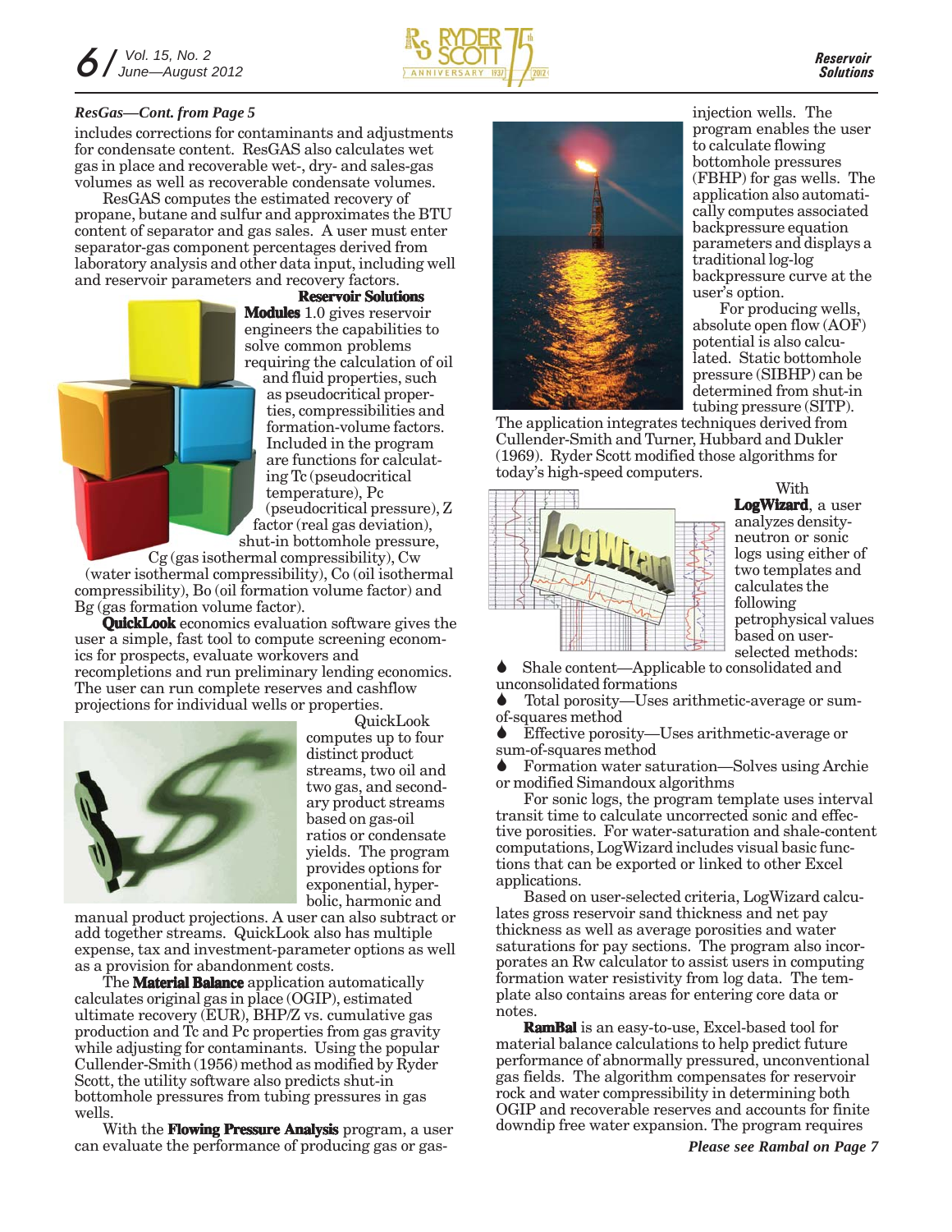*ResGas—Cont. from Page 5*

includes corrections for contaminants and adjustments for condensate content. ResGAS also calculates wet gas in place and recoverable wet-, dry- and sales-gas volumes as well as recoverable condensate volumes.

ResGAS computes the estimated recovery of propane, butane and sulfur and approximates the BTU content of separator and gas sales. A user must enter separator-gas component percentages derived from laboratory analysis and other data input, including well and reservoir parameters and recovery factors.

**Reservoir Solutions Modules** 1.0 gives reservoir engineers the capabilities to solve common problems requiring the calculation of oil and fluid properties, such as pseudocritical properties, compressibilities and formation-volume factors. Included in the program are functions for calculating Tc (pseudocritical temperature), Pc (pseudocritical pressure), Z factor (real gas deviation), shut-in bottomhole pressure, Cg (gas isothermal compressibility), Cw (water isothermal compressibility), Co (oil isothermal compressibility), Bo (oil formation volume factor) and Bg (gas formation volume factor).

**QuickLook** economics evaluation software gives the user a simple, fast tool to compute screening economics for prospects, evaluate workovers and recompletions and run preliminary lending economics. The user can run complete reserves and cashflow projections for individual wells or properties.

QuickLook computes up to four distinct product streams, two oil and two gas, and secondary product streams based on gas-oil ratios or condensate yields. The program provides options for exponential, hyperbolic, harmonic and manual product projections. A user can also subtract or add together streams. QuickLook also has multiple expense, tax and investment-parameter options as well as a provision for abandonment costs.

The **Material Balance** application automatically calculates original gas in place (OGIP), estimated ultimate recovery (EUR), BHP/Z vs. cumulative gas production and Tc and Pc properties from gas gravity while adjusting for contaminants. Using the popular Cullender-Smith (1956) method as modified by Ryder Scott, the utility software also predicts shut-in bottomhole pressures from tubing pressures in gas wells.

With the **Flowing Pressure Analysis** program, a user can evaluate the performance of producing gas or gas-injection wells. The program enables the user to calculate flowing bottomhole pressures (FBHP) for gas wells. The application also automatically computes associated backpressure equation parameters and displays a traditional log-log backpressure curve at the user's option.

For producing wells, absolute open flow (AOF) potential is also calculated. Static bottomhole pressure (SIBHP) can be determined from shut-in tubing pressure (SITP).

The application integrates techniques derived from Cullender-Smith and Turner, Hubbard and Dukler (1969). Ryder Scott modified those algorithms for today's high-speed computers.

With **LogWizard**, a user analyzes density-neutron or sonic logs using either of two templates and calculates the following petrophysical values based on user-selected methods:

- Shale content—Applicable to consolidated and unconsolidated formations
- Total porosity—Uses arithmetic-average or sum-of-squares method
- Effective porosity—Uses arithmetic-average or sum-of-squares method
- Formation water saturation—Solves using Archie or modified Simandoux algorithms

For sonic logs, the program template uses interval transit time to calculate uncorrected sonic and effective porosities. For water-saturation and shale-content computations, LogWizard includes visual basic functions that can be exported or linked to other Excel applications.

Based on user-selected criteria, LogWizard calculates gross reservoir sand thickness and net pay thickness as well as average porosities and water saturations for pay sections. The program also incorporates an Rw calculator to assist users in computing formation water resistivity from log data. The template also contains areas for entering core data or notes.

**RamBal** is an easy-to-use, Excel-based tool for material balance calculations to help predict future performance of abnormally pressured, unconventional gas fields. The algorithm compensates for reservoir rock and water compressibility in determining both OGIP and recoverable reserves and accounts for finite downdip free water expansion. The program requires

*Please see Rambal on Page 7*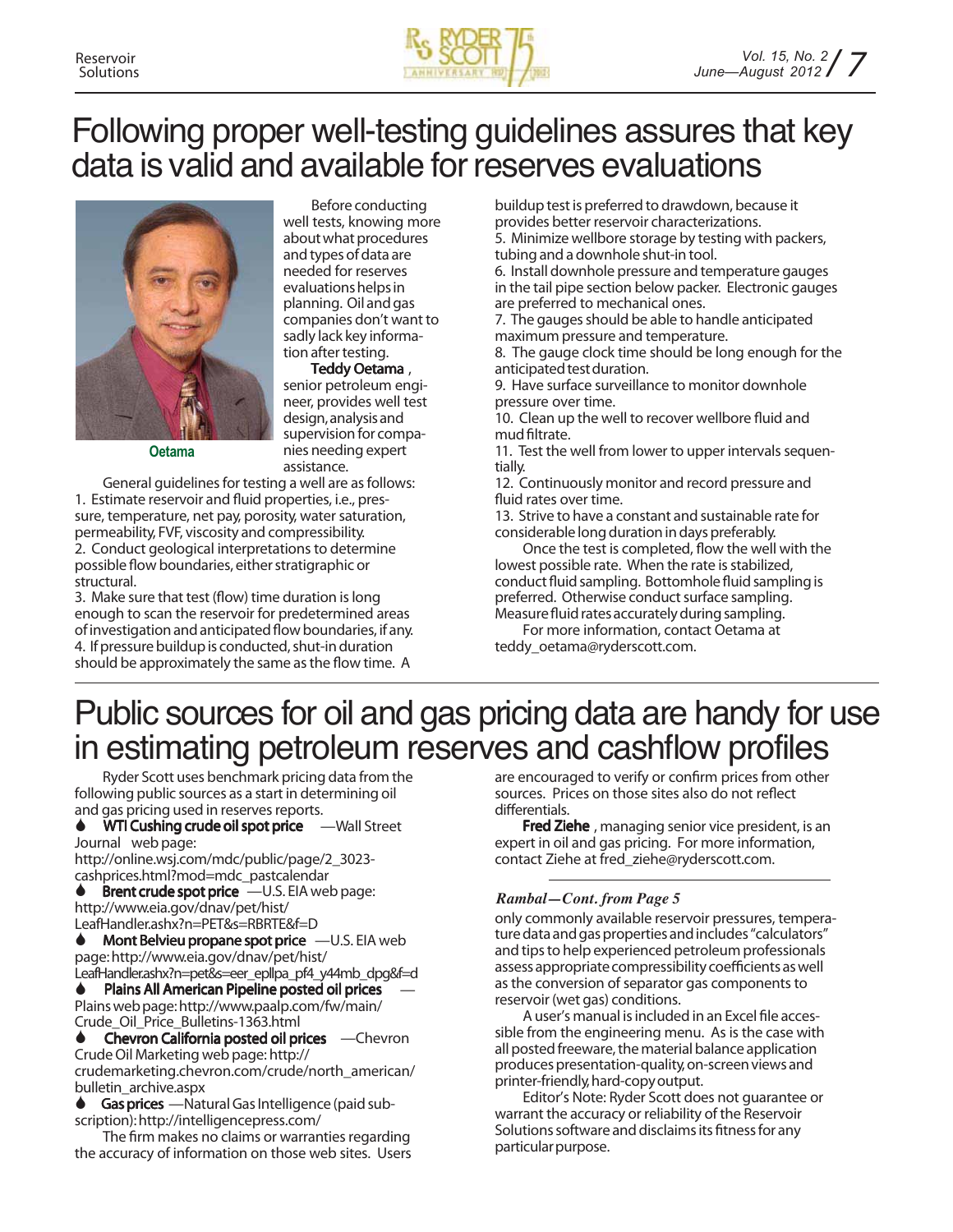# Following proper well-testing guidelines assures that key data is valid and available for reserves evaluations

Oetama

Before conducting well tests, knowing more about what procedures and types of data are needed for reserves evaluations helps in planning. Oil and gas companies don't want to sadly lack key information after testing.

**Teddy Oetama**, senior petroleum engineer, provides well test design, analysis and supervision for companies needing expert assistance.

General guidelines for testing a well are as follows:

1. Estimate reservoir and fluid properties, i.e., pressure, temperature, net pay, porosity, water saturation, permeability, FVF, viscosity and compressibility.
2. Conduct geological interpretations to determine possible flow boundaries, either stratigraphic or structural.
3. Make sure that test (flow) time duration is long enough to scan the reservoir for predetermined areas of investigation and anticipated flow boundaries, if any.
4. If pressure buildup is conducted, shut-in duration should be approximately the same as the flow time. A buildup test is preferred to drawdown, because it provides better reservoir characterizations.
5. Minimize wellbore storage by testing with packers, tubing and a downhole shut-in tool.
6. Install downhole pressure and temperature gauges in the tail pipe section below packer. Electronic gauges are preferred to mechanical ones.
7. The gauges should be able to handle anticipated maximum pressure and temperature.
8. The gauge clock time should be long enough for the anticipated test duration.
9. Have surface surveillance to monitor downhole pressure over time.
10. Clean up the well to recover wellbore fluid and mud filtrate.
11. Test the well from lower to upper intervals sequentially.
12. Continuously monitor and record pressure and fluid rates over time.
13. Strive to have a constant and sustainable rate for considerable long duration in days preferably.

Once the test is completed, flow the well with the lowest possible rate. When the rate is stabilized, conduct fluid sampling. Bottomhole fluid sampling is preferred. Otherwise conduct surface sampling. Measure fluid rates accurately during sampling.

For more information, contact Oetama at teddy_oetama@ryderscott.com.

# Public sources for oil and gas pricing data are handy for use in estimating petroleum reserves and cashflow profiles

Ryder Scott uses benchmark pricing data from the following public sources as a start in determining oil and gas pricing used in reserves reports.

- **WTI Cushing crude oil spot price** —Wall Street Journal web page: http://online.wsj.com/mdc/public/page/2_3023-cashprices.html?mod=mdc_pastcalendar
- **Brent crude spot price** —U.S. EIA web page: http://www.eia.gov/dnav/pet/hist/LeafHandler.ashx?n=PET&s=RBRTE&f=D
- **Mont Belvieu propane spot price** —U.S. EIA web page: http://www.eia.gov/dnav/pet/hist/LeafHandler.ashx?n=pet&s=eer_epllpa_pf4_y44mb_dpg&f=d
- **Plains All American Pipeline posted oil prices** —Plains web page: http://www.paalp.com/fw/main/Crude_Oil_Price_Bulletins-1363.html
- **Chevron California posted oil prices** —Chevron Crude Oil Marketing web page: http://crudemarketing.chevron.com/crude/north_american/bulletin_archive.aspx
- **Gas prices** —Natural Gas Intelligence (paid subscription): http://intelligencepress.com/

The firm makes no claims or warranties regarding the accuracy of information on those web sites. Users are encouraged to verify or confirm prices from other sources. Prices on those sites also do not reflect differentials.

**Fred Ziehe**, managing senior vice president, is an expert in oil and gas pricing. For more information, contact Ziehe at fred_ziehe@ryderscott.com.

***Rambal—Cont. from Page 5***

only commonly available reservoir pressures, temperature data and gas properties and includes "calculators" and tips to help experienced petroleum professionals assess appropriate compressibility coefficients as well as the conversion of separator gas components to reservoir (wet gas) conditions.

A user's manual is included in an Excel file accessible from the engineering menu. As is the case with all posted freeware, the material balance application produces presentation-quality, on-screen views and printer-friendly, hard-copy output.

Editor's Note: Ryder Scott does not guarantee or warrant the accuracy or reliability of the Reservoir Solutions software and disclaims its fitness for any particular purpose.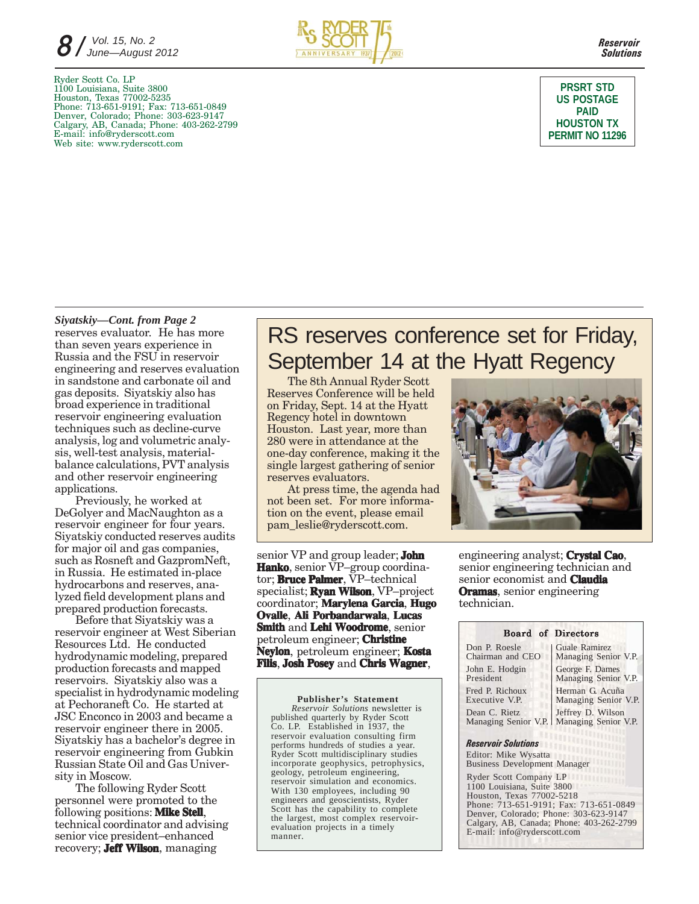Ryder Scott Co. LP
1100 Louisiana, Suite 3800
Houston, Texas 77002-5235
Phone: 713-651-9191; Fax: 713-651-0849
Denver, Colorado; Phone: 303-623-9147
Calgary, AB, Canada; Phone: 403-262-2799
E-mail: info@ryderscott.com
Web site: www.ryderscott.com

PRSRT STD
US POSTAGE
PAID
HOUSTON TX
PERMIT NO 11296

***Siyatskiy—Cont. from Page 2***

reserves evaluator. He has more than seven years experience in Russia and the FSU in reservoir engineering and reserves evaluation in sandstone and carbonate oil and gas deposits. Siyatskiy also has broad experience in traditional reservoir engineering evaluation techniques such as decline-curve analysis, log and volumetric analysis, well-test analysis, material-balance calculations, PVT analysis and other reservoir engineering applications.

Previously, he worked at DeGolyer and MacNaughton as a reservoir engineer for four years. Siyatskiy conducted reserves audits for major oil and gas companies, such as Rosneft and GazpromNeft, in Russia. He estimated in-place hydrocarbons and reserves, analyzed field development plans and prepared production forecasts.

Before that Siyatskiy was a reservoir engineer at West Siberian Resources Ltd. He conducted hydrodynamic modeling, prepared production forecasts and mapped reservoirs. Siyatskiy also was a specialist in hydrodynamic modeling at Pechoraneft Co. He started at JSC Enconco in 2003 and became a reservoir engineer there in 2005. Siyatskiy has a bachelor's degree in reservoir engineering from Gubkin Russian State Oil and Gas University in Moscow.

The following Ryder Scott personnel were promoted to the following positions: **Mike Stell**, technical coordinator and advising senior vice president–enhanced recovery; **Jeff Wilson**, managing senior VP and group leader; **John Hanko**, senior VP–group coordinator; **Bruce Palmer**, VP–technical specialist; **Ryan Wilson**, VP–project coordinator; **Marylena Garcia**, **Hugo Ovalle**, **Ali Porbandarwala**, **Lucas Smith** and **Lehi Woodrome**, senior petroleum engineer; **Christine Neylon**, petroleum engineer; **Kosta Filis**, **Josh Posey** and **Chris Wagner**, engineering analyst; **Crystal Cao**, senior engineering technician and senior economist and **Claudia Oramas**, senior engineering technician.

# RS reserves conference set for Friday, September 14 at the Hyatt Regency

The 8th Annual Ryder Scott Reserves Conference will be held on Friday, Sept. 14 at the Hyatt Regency hotel in downtown Houston. Last year, more than 280 were in attendance at the one-day conference, making it the single largest gathering of senior reserves evaluators.

At press time, the agenda had not been set. For more information on the event, please email pam_leslie@ryderscott.com.

**Publisher's Statement**

*Reservoir Solutions* newsletter is published quarterly by Ryder Scott Co. LP. Established in 1937, the reservoir evaluation consulting firm performs hundreds of studies a year. Ryder Scott multidisciplinary studies incorporate geophysics, petrophysics, geology, petroleum engineering, reservoir simulation and economics. With 130 employees, including 90 engineers and geoscientists, Ryder Scott has the capability to complete the largest, most complex reservoir-evaluation projects in a timely manner.

**Board of Directors**

| | |
|---|---|
| Don P. Roesle<br>Chairman and CEO | Guale Ramirez<br>Managing Senior V.P. |
| John E. Hodgin<br>President | George F. Dames<br>Managing Senior V.P. |
| Fred P. Richoux<br>Executive V.P. | Herman G. Acuña<br>Managing Senior V.P. |
| Dean C. Rietz<br>Managing Senior V.P. | Jeffrey D. Wilson<br>Managing Senior V.P. |

***Reservoir Solutions***
Editor: Mike Wysatta
Business Development Manager

Ryder Scott Company LP
1100 Louisiana, Suite 3800
Houston, Texas 77002-5218
Phone: 713-651-9191; Fax: 713-651-0849
Denver, Colorado; Phone: 303-623-9147
Calgary, AB, Canada; Phone: 403-262-2799
E-mail: info@ryderscott.com